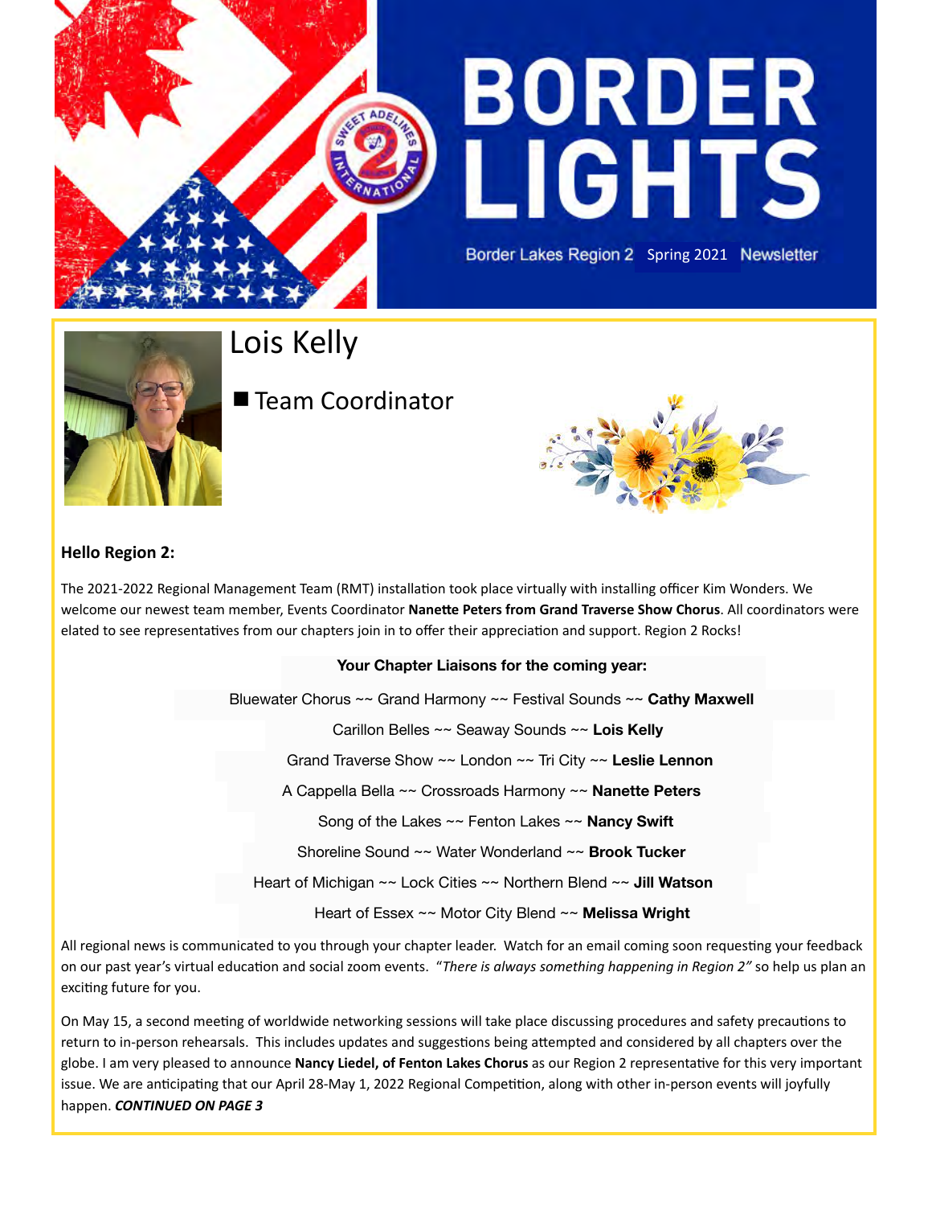# BORDER LIGHTS

Border Lakes Region 2 Spring 2021 Newsletter

## Lois Kelly

■ Team Coordinator

**Hello Region 2:**

The 2021-2022 Regional Management Team (RMT) installation took place virtually with installing officer Kim Wonders. We welcome our newest team member, Events Coordinator **Nanette Peters from Grand Traverse Show Chorus**. All coordinators were elated to see representatives from our chapters join in to offer their appreciation and support. Region 2 Rocks!

**Your Chapter Liaisons for the coming year:**

Bluewater Chorus ~~ Grand Harmony ~~ Festival Sounds ~~ **Cathy Maxwell**

Carillon Belles ~~ Seaway Sounds ~~ **Lois Kelly**

Grand Traverse Show ~~ London ~~ Tri City ~~ **Leslie Lennon**

A Cappella Bella ~~ Crossroads Harmony ~~ **Nanette Peters**

Song of the Lakes ~~ Fenton Lakes ~~ **Nancy Swift**

Shoreline Sound ~~ Water Wonderland ~~ **Brook Tucker**

Heart of Michigan ~~ Lock Cities ~~ Northern Blend ~~ **Jill Watson**

Heart of Essex ~~ Motor City Blend ~~ **Melissa Wright**

All regional news is communicated to you through your chapter leader. Watch for an email coming soon requesting your feedback on our past year's virtual education and social zoom events. *"There is always something happening in Region 2"* so help us plan an exciting future for you.

On May 15, a second meeting of worldwide networking sessions will take place discussing procedures and safety precautions to return to in-person rehearsals. This includes updates and suggestions being attempted and considered by all chapters over the globe. I am very pleased to announce **Nancy Liedel, of Fenton Lakes Chorus** as our Region 2 representative for this very important issue. We are anticipating that our April 28-May 1, 2022 Regional Competition, along with other in-person events will joyfully happen. ***CONTINUED ON PAGE 3***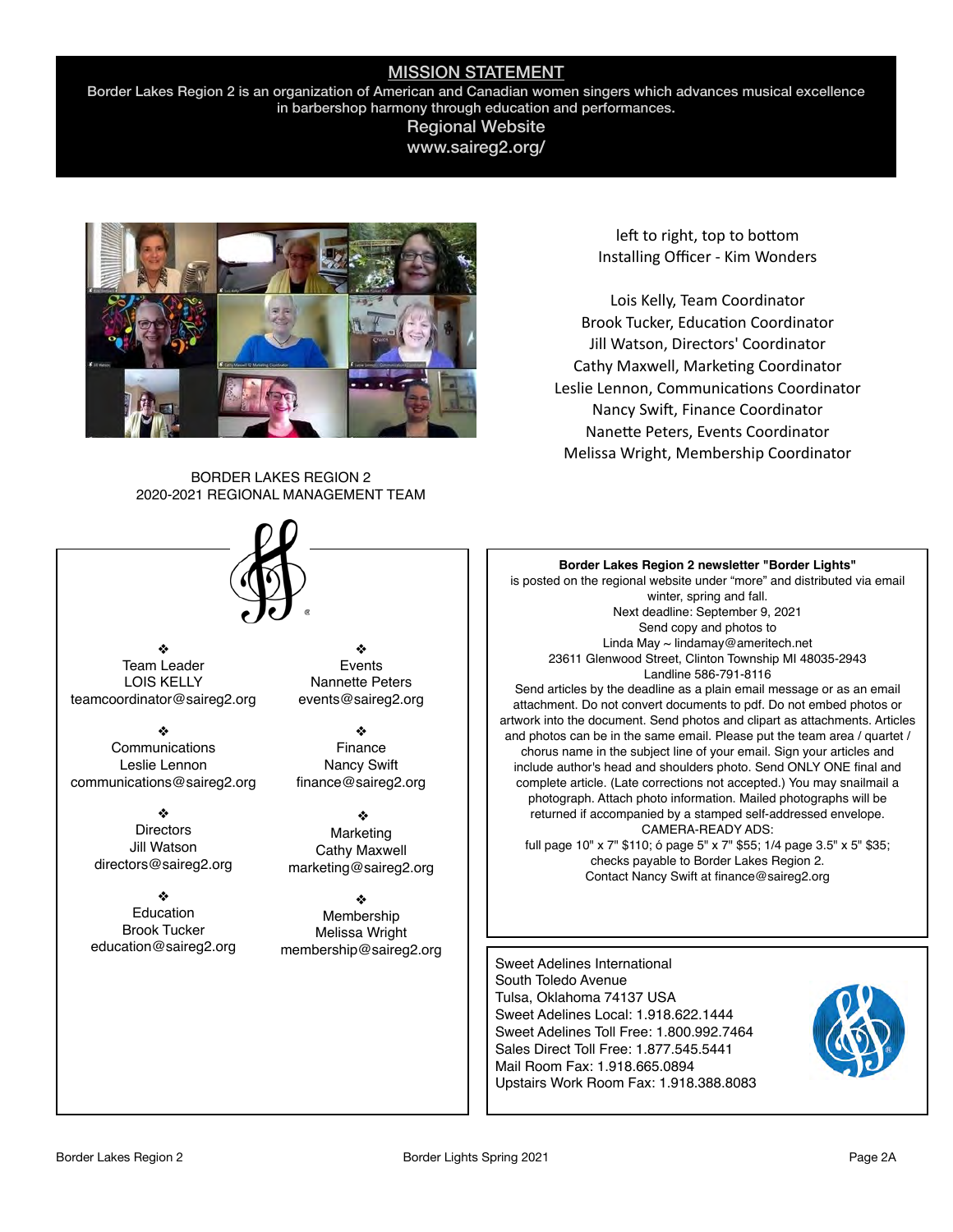## MISSION STATEMENT

Border Lakes Region 2 is an organization of American and Canadian women singers which advances musical excellence in barbershop harmony through education and performances.

Regional Website
www.saireg2.org/

left to right, top to bottom
Installing Officer - Kim Wonders

Lois Kelly, Team Coordinator
Brook Tucker, Education Coordinator
Jill Watson, Directors' Coordinator
Cathy Maxwell, Marketing Coordinator
Leslie Lennon, Communications Coordinator
Nancy Swift, Finance Coordinator
Nanette Peters, Events Coordinator
Melissa Wright, Membership Coordinator

BORDER LAKES REGION 2
2020-2021 REGIONAL MANAGEMENT TEAM

❖
Team Leader
LOIS KELLY
teamcoordinator@saireg2.org

❖
Communications
Leslie Lennon
communications@saireg2.org

❖
Directors
Jill Watson
directors@saireg2.org

❖
Education
Brook Tucker
education@saireg2.org

❖
Events
Nannette Peters
events@saireg2.org

❖
Finance
Nancy Swift
finance@saireg2.org

❖
Marketing
Cathy Maxwell
marketing@saireg2.org

❖
Membership
Melissa Wright
membership@saireg2.org

**Border Lakes Region 2 newsletter "Border Lights"**
is posted on the regional website under "more" and distributed via email winter, spring and fall.
Next deadline: September 9, 2021
Send copy and photos to
Linda May ~ lindamay@ameritech.net
23611 Glenwood Street, Clinton Township MI 48035-2943
Landline 586-791-8116
Send articles by the deadline as a plain email message or as an email attachment. Do not convert documents to pdf. Do not embed photos or artwork into the document. Send photos and clipart as attachments. Articles and photos can be in the same email. Please put the team area / quartet / chorus name in the subject line of your email. Sign your articles and include author's head and shoulders photo. Send ONLY ONE final and complete article. (Late corrections not accepted.) You may snailmail a photograph. Attach photo information. Mailed photographs will be returned if accompanied by a stamped self-addressed envelope.
CAMERA-READY ADS:
full page 10" x 7" $110; ó page 5" x 7" $55; 1/4 page 3.5" x 5" $35;
checks payable to Border Lakes Region 2.
Contact Nancy Swift at finance@saireg2.org

Sweet Adelines International
South Toledo Avenue
Tulsa, Oklahoma 74137 USA
Sweet Adelines Local: 1.918.622.1444
Sweet Adelines Toll Free: 1.800.992.7464
Sales Direct Toll Free: 1.877.545.5441
Mail Room Fax: 1.918.665.0894
Upstairs Work Room Fax: 1.918.388.8083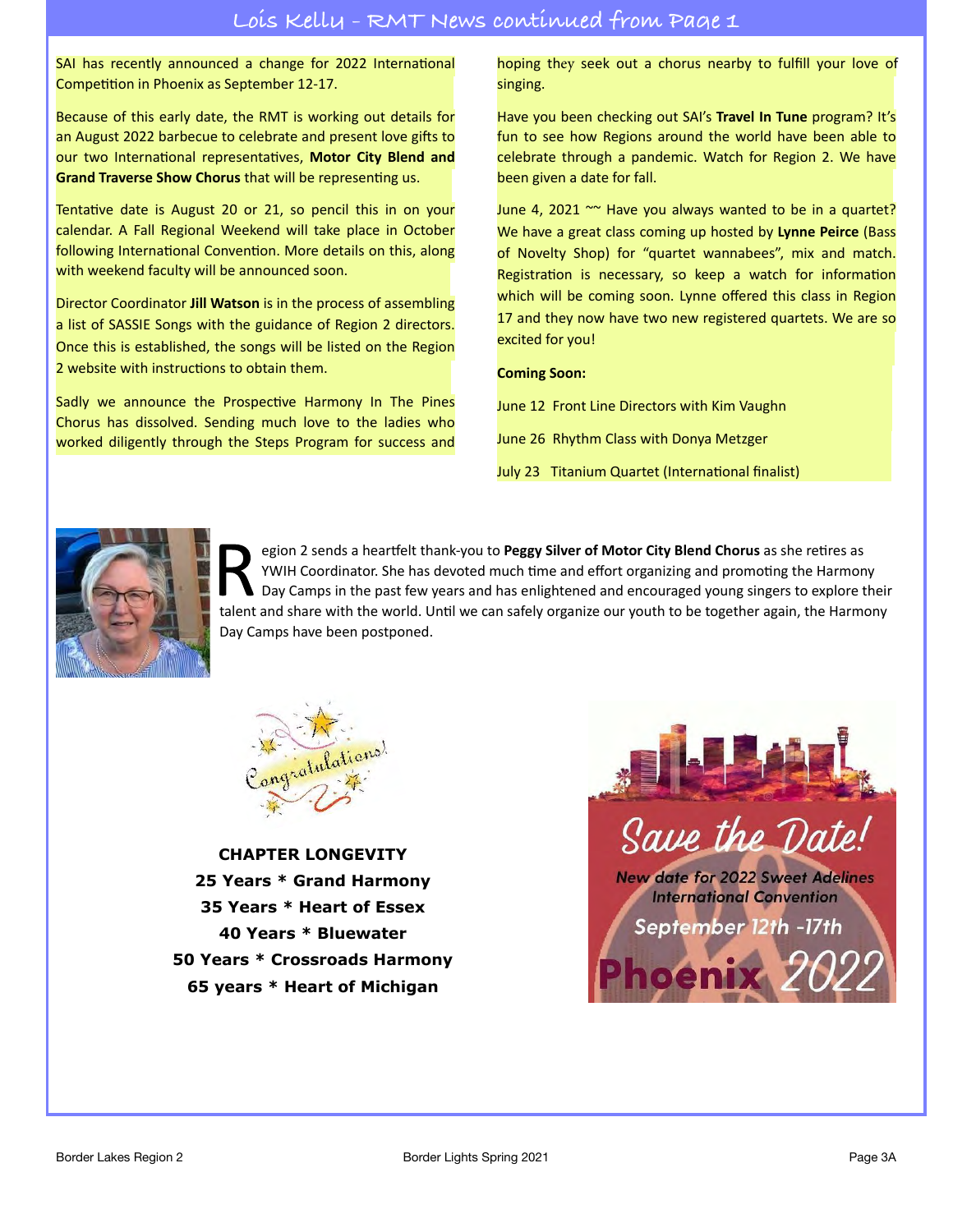## Lois Kelly - RMT News continued from Page 1

SAI has recently announced a change for 2022 International Competition in Phoenix as September 12-17.

Because of this early date, the RMT is working out details for an August 2022 barbecue to celebrate and present love gifts to our two International representatives, **Motor City Blend and Grand Traverse Show Chorus** that will be representing us.

Tentative date is August 20 or 21, so pencil this in on your calendar. A Fall Regional Weekend will take place in October following International Convention. More details on this, along with weekend faculty will be announced soon.

Director Coordinator **Jill Watson** is in the process of assembling a list of SASSIE Songs with the guidance of Region 2 directors. Once this is established, the songs will be listed on the Region 2 website with instructions to obtain them.

Sadly we announce the Prospective Harmony In The Pines Chorus has dissolved. Sending much love to the ladies who worked diligently through the Steps Program for success and hoping they seek out a chorus nearby to fulfill your love of singing.

Have you been checking out SAI's **Travel In Tune** program? It's fun to see how Regions around the world have been able to celebrate through a pandemic. Watch for Region 2. We have been given a date for fall.

June 4, 2021 ~~ Have you always wanted to be in a quartet? We have a great class coming up hosted by **Lynne Peirce** (Bass of Novelty Shop) for "quartet wannabees", mix and match. Registration is necessary, so keep a watch for information which will be coming soon. Lynne offered this class in Region 17 and they now have two new registered quartets. We are so excited for you!

**Coming Soon:**

June 12 Front Line Directors with Kim Vaughn

June 26 Rhythm Class with Donya Metzger

July 23 Titanium Quartet (International finalist)

Region 2 sends a heartfelt thank-you to **Peggy Silver of Motor City Blend Chorus** as she retires as YWIH Coordinator. She has devoted much time and effort organizing and promoting the Harmony Day Camps in the past few years and has enlightened and encouraged young singers to explore their talent and share with the world. Until we can safely organize our youth to be together again, the Harmony Day Camps have been postponed.

Congratulations!

**CHAPTER LONGEVITY**
**25 Years * Grand Harmony**
**35 Years * Heart of Essex**
**40 Years * Bluewater**
**50 Years * Crossroads Harmony**
**65 years * Heart of Michigan**

Save the Date!

*New date for 2022 Sweet Adelines International Convention*

September 12th -17th

Phoenix 2022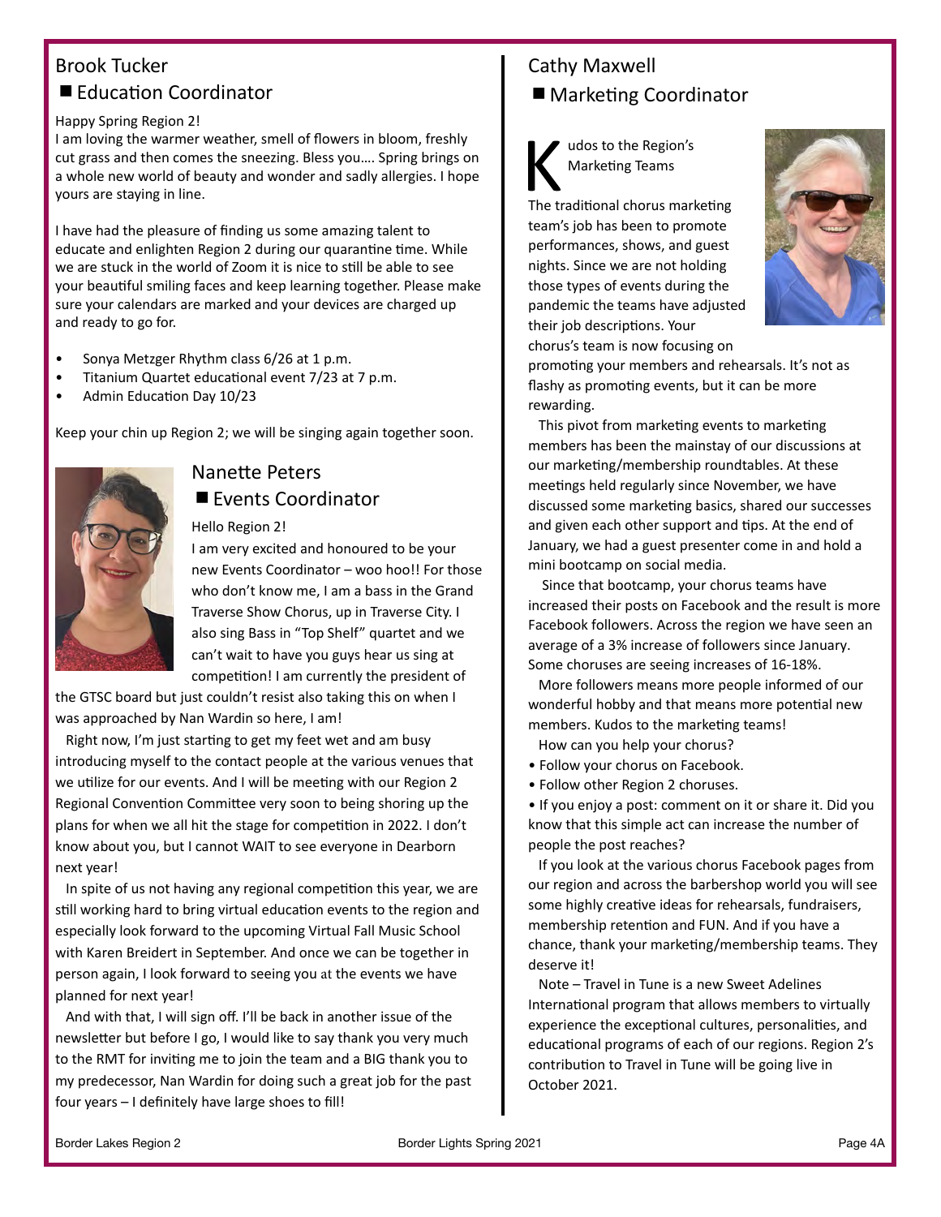## Brook Tucker

### ■ Education Coordinator

Happy Spring Region 2!

I am loving the warmer weather, smell of flowers in bloom, freshly cut grass and then comes the sneezing. Bless you…. Spring brings on a whole new world of beauty and wonder and sadly allergies. I hope yours are staying in line.

I have had the pleasure of finding us some amazing talent to educate and enlighten Region 2 during our quarantine time. While we are stuck in the world of Zoom it is nice to still be able to see your beautiful smiling faces and keep learning together. Please make sure your calendars are marked and your devices are charged up and ready to go for.

- Sonya Metzger Rhythm class 6/26 at 1 p.m.
- Titanium Quartet educational event 7/23 at 7 p.m.
- Admin Education Day 10/23

Keep your chin up Region 2; we will be singing again together soon.

## Nanette Peters

### ■ Events Coordinator

Hello Region 2!

I am very excited and honoured to be your new Events Coordinator – woo hoo!! For those who don't know me, I am a bass in the Grand Traverse Show Chorus, up in Traverse City. I also sing Bass in "Top Shelf" quartet and we can't wait to have you guys hear us sing at competition! I am currently the president of the GTSC board but just couldn't resist also taking this on when I was approached by Nan Wardin so here, I am!

Right now, I'm just starting to get my feet wet and am busy introducing myself to the contact people at the various venues that we utilize for our events. And I will be meeting with our Region 2 Regional Convention Committee very soon to being shoring up the plans for when we all hit the stage for competition in 2022. I don't know about you, but I cannot WAIT to see everyone in Dearborn next year!

In spite of us not having any regional competition this year, we are still working hard to bring virtual education events to the region and especially look forward to the upcoming Virtual Fall Music School with Karen Breidert in September. And once we can be together in person again, I look forward to seeing you at the events we have planned for next year!

And with that, I will sign off. I'll be back in another issue of the newsletter but before I go, I would like to say thank you very much to the RMT for inviting me to join the team and a BIG thank you to my predecessor, Nan Wardin for doing such a great job for the past four years – I definitely have large shoes to fill!

## Cathy Maxwell

### ■ Marketing Coordinator

Kudos to the Region's Marketing Teams

The traditional chorus marketing team's job has been to promote performances, shows, and guest nights. Since we are not holding those types of events during the pandemic the teams have adjusted their job descriptions. Your chorus's team is now focusing on promoting your members and rehearsals. It's not as flashy as promoting events, but it can be more rewarding.

This pivot from marketing events to marketing members has been the mainstay of our discussions at our marketing/membership roundtables. At these meetings held regularly since November, we have discussed some marketing basics, shared our successes and given each other support and tips. At the end of January, we had a guest presenter come in and hold a mini bootcamp on social media.

Since that bootcamp, your chorus teams have increased their posts on Facebook and the result is more Facebook followers. Across the region we have seen an average of a 3% increase of followers since January. Some choruses are seeing increases of 16-18%.

More followers means more people informed of our wonderful hobby and that means more potential new members. Kudos to the marketing teams!

How can you help your chorus?

- Follow your chorus on Facebook.
- Follow other Region 2 choruses.
- If you enjoy a post: comment on it or share it. Did you know that this simple act can increase the number of people the post reaches?

If you look at the various chorus Facebook pages from our region and across the barbershop world you will see some highly creative ideas for rehearsals, fundraisers, membership retention and FUN. And if you have a chance, thank your marketing/membership teams. They deserve it!

Note – Travel in Tune is a new Sweet Adelines International program that allows members to virtually experience the exceptional cultures, personalities, and educational programs of each of our regions. Region 2's contribution to Travel in Tune will be going live in October 2021.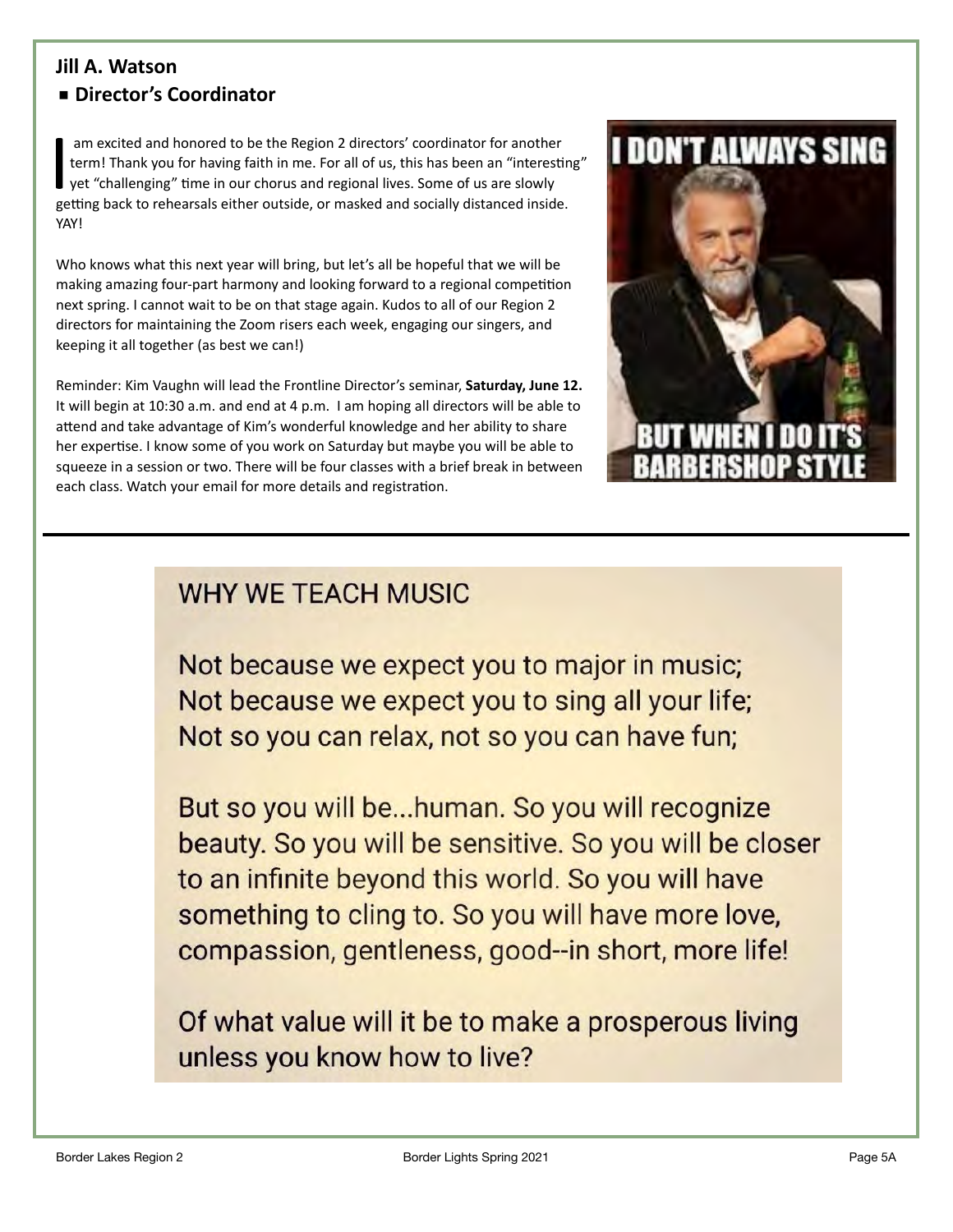## Jill A. Watson

### ▪ Director's Coordinator

I am excited and honored to be the Region 2 directors' coordinator for another term! Thank you for having faith in me. For all of us, this has been an "interesting" yet "challenging" time in our chorus and regional lives. Some of us are slowly getting back to rehearsals either outside, or masked and socially distanced inside. YAY!

Who knows what this next year will bring, but let's all be hopeful that we will be making amazing four-part harmony and looking forward to a regional competition next spring. I cannot wait to be on that stage again. Kudos to all of our Region 2 directors for maintaining the Zoom risers each week, engaging our singers, and keeping it all together (as best we can!)

Reminder: Kim Vaughn will lead the Frontline Director's seminar, **Saturday, June 12.** It will begin at 10:30 a.m. and end at 4 p.m. I am hoping all directors will be able to attend and take advantage of Kim's wonderful knowledge and her ability to share her expertise. I know some of you work on Saturday but maybe you will be able to squeeze in a session or two. There will be four classes with a brief break in between each class. Watch your email for more details and registration.

I DON'T ALWAYS SING

BUT WHEN I DO IT'S BARBERSHOP STYLE

---

WHY WE TEACH MUSIC

Not because we expect you to major in music;
Not because we expect you to sing all your life;
Not so you can relax, not so you can have fun;

But so you will be...human. So you will recognize beauty. So you will be sensitive. So you will be closer to an infinite beyond this world. So you will have something to cling to. So you will have more love, compassion, gentleness, good--in short, more life!

Of what value will it be to make a prosperous living unless you know how to live?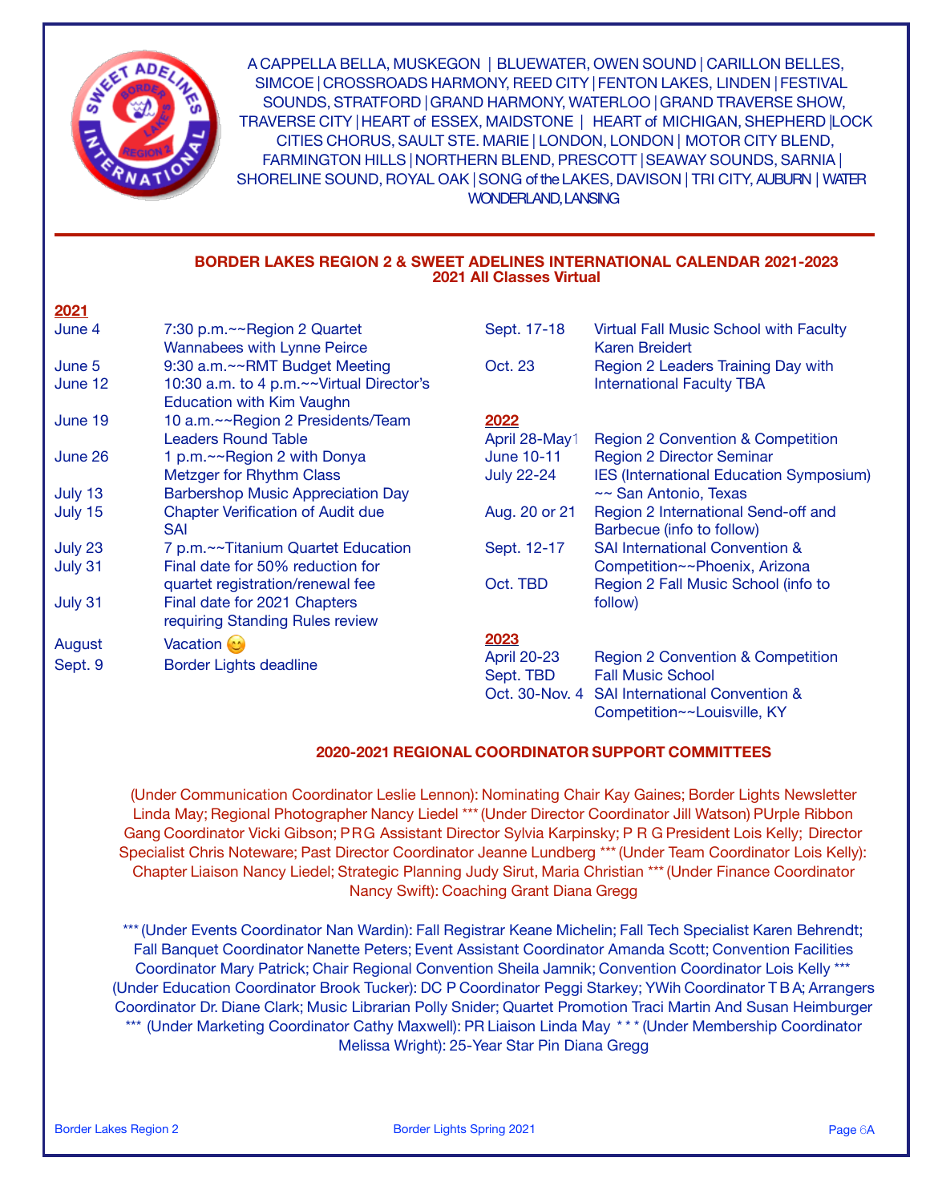A CAPPELLA BELLA, MUSKEGON | BLUEWATER, OWEN SOUND | CARILLON BELLES, SIMCOE | CROSSROADS HARMONY, REED CITY | FENTON LAKES, LINDEN | FESTIVAL SOUNDS, STRATFORD | GRAND HARMONY, WATERLOO | GRAND TRAVERSE SHOW, TRAVERSE CITY | HEART of ESSEX, MAIDSTONE | HEART of MICHIGAN, SHEPHERD | LOCK CITIES CHORUS, SAULT STE. MARIE | LONDON, LONDON | MOTOR CITY BLEND, FARMINGTON HILLS | NORTHERN BLEND, PRESCOTT | SEAWAY SOUNDS, SARNIA | SHORELINE SOUND, ROYAL OAK | SONG of the LAKES, DAVISON | TRI CITY, AUBURN | WATER WONDERLAND, LANSING

## BORDER LAKES REGION 2 & SWEET ADELINES INTERNATIONAL CALENDAR 2021-2023
### 2021 All Classes Virtual

**2021**

| | |
|---|---|
| June 4 | 7:30 p.m.~~Region 2 Quartet Wannabees with Lynne Peirce |
| June 5 | 9:30 a.m.~~RMT Budget Meeting |
| June 12 | 10:30 a.m. to 4 p.m.~~Virtual Director's Education with Kim Vaughn |
| June 19 | 10 a.m.~~Region 2 Presidents/Team Leaders Round Table |
| June 26 | 1 p.m.~~Region 2 with Donya Metzger for Rhythm Class |
| July 13 | Barbershop Music Appreciation Day |
| July 15 | Chapter Verification of Audit due SAI |
| July 23 | 7 p.m.~~Titanium Quartet Education |
| July 31 | Final date for 50% reduction for quartet registration/renewal fee |
| July 31 | Final date for 2021 Chapters requiring Standing Rules review |
| August | Vacation 😊 |
| Sept. 9 | Border Lights deadline |
| Sept. 17-18 | Virtual Fall Music School with Faculty Karen Breidert |
| Oct. 23 | Region 2 Leaders Training Day with International Faculty TBA |

**2022**

| | |
|---|---|
| April 28-May1 | Region 2 Convention & Competition |
| June 10-11 | Region 2 Director Seminar |
| July 22-24 | IES (International Education Symposium) ~~ San Antonio, Texas |
| Aug. 20 or 21 | Region 2 International Send-off and Barbecue (info to follow) |
| Sept. 12-17 | SAI International Convention & Competition~~Phoenix, Arizona |
| Oct. TBD | Region 2 Fall Music School (info to follow) |

**2023**

| | |
|---|---|
| April 20-23 | Region 2 Convention & Competition |
| Sept. TBD | Fall Music School |
| Oct. 30-Nov. 4 | SAI International Convention & Competition~~Louisville, KY |

## 2020-2021 REGIONAL COORDINATOR SUPPORT COMMITTEES

(Under Communication Coordinator Leslie Lennon): Nominating Chair Kay Gaines; Border Lights Newsletter Linda May; Regional Photographer Nancy Liedel *** (Under Director Coordinator Jill Watson) PUrple Ribbon Gang Coordinator Vicki Gibson; PRG Assistant Director Sylvia Karpinsky; P R G President Lois Kelly; Director Specialist Chris Noteware; Past Director Coordinator Jeanne Lundberg *** (Under Team Coordinator Lois Kelly): Chapter Liaison Nancy Liedel; Strategic Planning Judy Sirut, Maria Christian *** (Under Finance Coordinator Nancy Swift): Coaching Grant Diana Gregg

*** (Under Events Coordinator Nan Wardin): Fall Registrar Keane Michelin; Fall Tech Specialist Karen Behrendt; Fall Banquet Coordinator Nanette Peters; Event Assistant Coordinator Amanda Scott; Convention Facilities Coordinator Mary Patrick; Chair Regional Convention Sheila Jamnik; Convention Coordinator Lois Kelly *** (Under Education Coordinator Brook Tucker): DC P Coordinator Peggi Starkey; YWih Coordinator T B A; Arrangers Coordinator Dr. Diane Clark; Music Librarian Polly Snider; Quartet Promotion Traci Martin And Susan Heimburger *** (Under Marketing Coordinator Cathy Maxwell): PR Liaison Linda May * * * (Under Membership Coordinator Melissa Wright): 25-Year Star Pin Diana Gregg